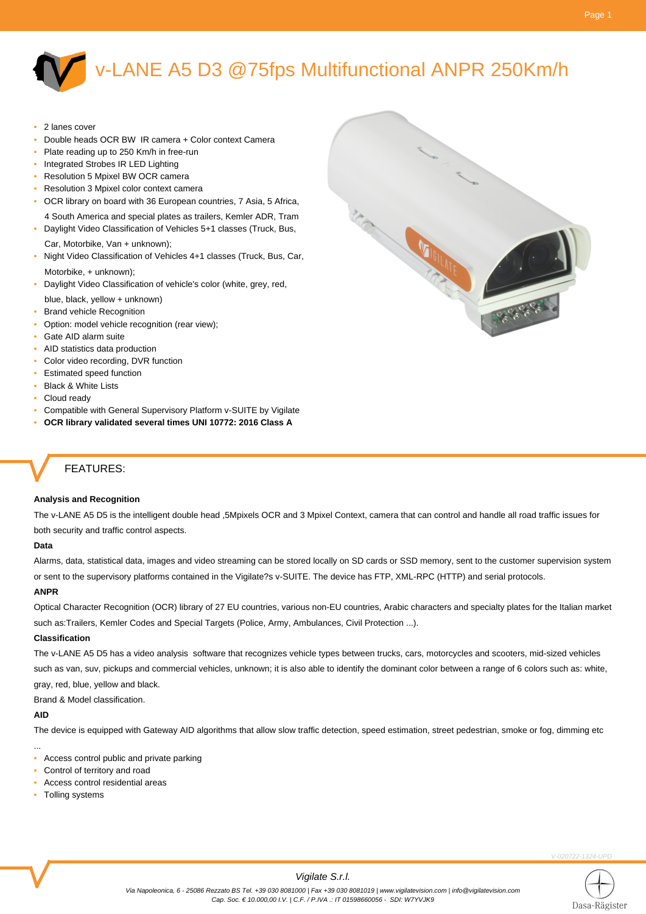# v-LANE A5 D3 @75fps Multifunctional ANPR 250Km/h

- 2 lanes cover
- Double heads OCR BW IR camera + Color context Camera
- Plate reading up to 250 Km/h in free-run
- Integrated Strobes IR LED Lighting
- Resolution 5 Mpixel BW OCR camera
- Resolution 3 Mpixel color context camera
- OCR library on board with 36 European countries, 7 Asia, 5 Africa, 4 South America and special plates as trailers, Kemler ADR, Tram
- Daylight Video Classification of Vehicles 5+1 classes (Truck, Bus, Car, Motorbike, Van + unknown);
- Night Video Classification of Vehicles 4+1 classes (Truck, Bus, Car, Motorbike, + unknown);
- Daylight Video Classification of vehicle's color (white, grey, red, blue, black, yellow + unknown)
- Brand vehicle Recognition
- Option: model vehicle recognition (rear view);
- Gate AID alarm suite
- AID statistics data production
- Color video recording, DVR function
- Estimated speed function
- Black & White Lists
- Cloud ready
- Compatible with General Supervisory Platform v-SUITE by Vigilate
- **OCR library validated several times UNI 10772: 2016 Class A**

## FEATURES:

**Analysis and Recognition**

The v-LANE A5 D5 is the intelligent double head ,5Mpixels OCR and 3 Mpixel Context, camera that can control and handle all road traffic issues for both security and traffic control aspects.

**Data**

Alarms, data, statistical data, images and video streaming can be stored locally on SD cards or SSD memory, sent to the customer supervision system or sent to the supervisory platforms contained in the Vigilate?s v-SUITE. The device has FTP, XML-RPC (HTTP) and serial protocols.

**ANPR**

Optical Character Recognition (OCR) library of 27 EU countries, various non-EU countries, Arabic characters and specialty plates for the Italian market such as:Trailers, Kemler Codes and Special Targets (Police, Army, Ambulances, Civil Protection ...).

**Classification**

The v-LANE A5 D5 has a video analysis software that recognizes vehicle types between trucks, cars, motorcycles and scooters, mid-sized vehicles such as van, suv, pickups and commercial vehicles, unknown; it is also able to identify the dominant color between a range of 6 colors such as: white, gray, red, blue, yellow and black.

Brand & Model classification.

**AID**

The device is equipped with Gateway AID algorithms that allow slow traffic detection, speed estimation, street pedestrian, smoke or fog, dimming etc ...

- Access control public and private parking
- Control of territory and road
- Access control residential areas
- Tolling systems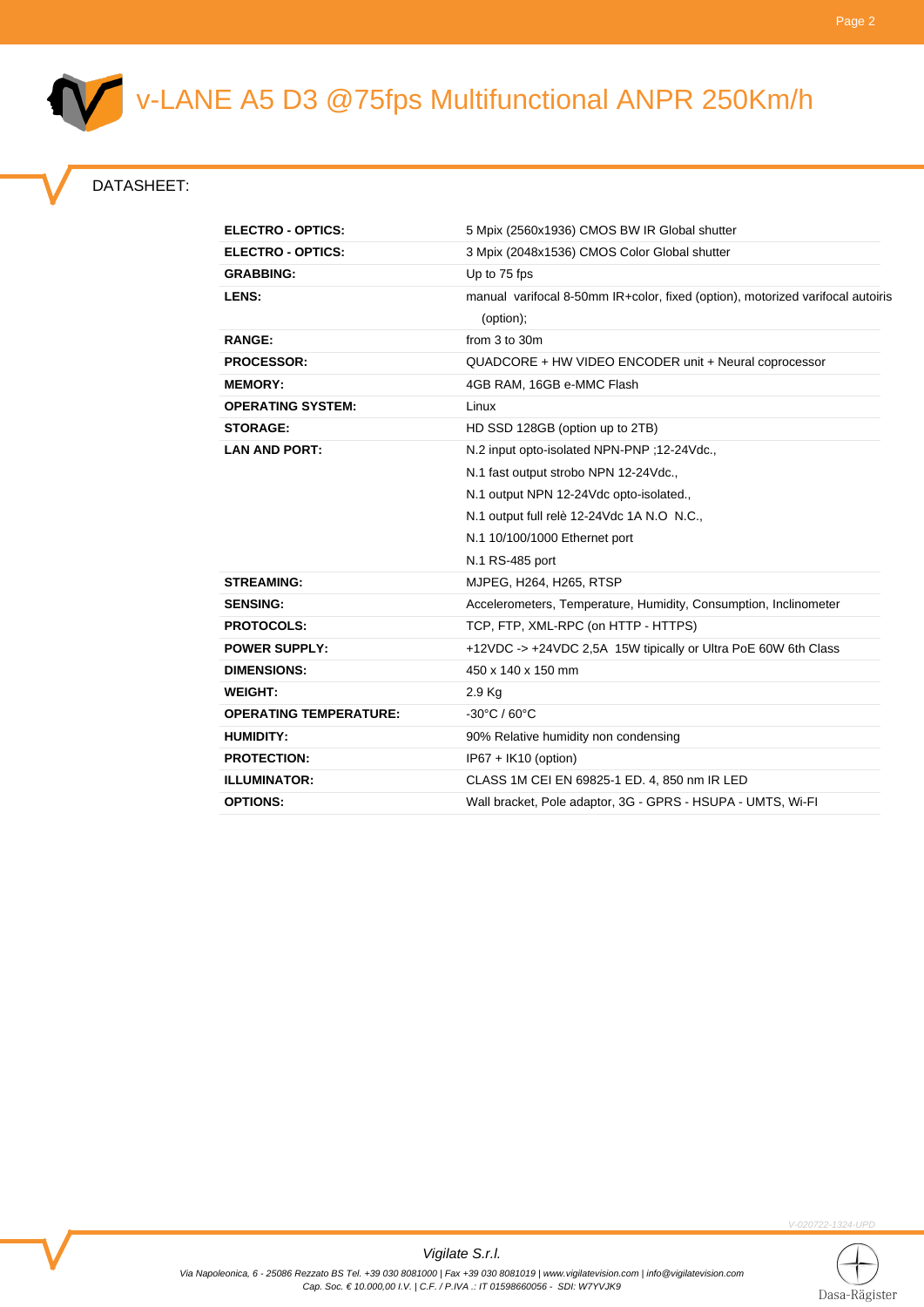# v-LANE A5 D3 @75fps Multifunctional ANPR 250Km/h

DATASHEET:

| | |
|---|---|
| **ELECTRO - OPTICS:** | 5 Mpix (2560x1936) CMOS BW IR Global shutter |
| **ELECTRO - OPTICS:** | 3 Mpix (2048x1536) CMOS Color Global shutter |
| **GRABBING:** | Up to 75 fps |
| **LENS:** | manual varifocal 8-50mm IR+color, fixed (option), motorized varifocal autoiris (option); |
| **RANGE:** | from 3 to 30m |
| **PROCESSOR:** | QUADCORE + HW VIDEO ENCODER unit + Neural coprocessor |
| **MEMORY:** | 4GB RAM, 16GB e-MMC Flash |
| **OPERATING SYSTEM:** | Linux |
| **STORAGE:** | HD SSD 128GB (option up to 2TB) |
| **LAN AND PORT:** | N.2 input opto-isolated NPN-PNP ;12-24Vdc.,<br>N.1 fast output strobo NPN 12-24Vdc.,<br>N.1 output NPN 12-24Vdc opto-isolated.,<br>N.1 output full relè 12-24Vdc 1A N.O N.C.,<br>N.1 10/100/1000 Ethernet port<br>N.1 RS-485 port |
| **STREAMING:** | MJPEG, H264, H265, RTSP |
| **SENSING:** | Accelerometers, Temperature, Humidity, Consumption, Inclinometer |
| **PROTOCOLS:** | TCP, FTP, XML-RPC (on HTTP - HTTPS) |
| **POWER SUPPLY:** | +12VDC -> +24VDC 2,5A 15W tipically or Ultra PoE 60W 6th Class |
| **DIMENSIONS:** | 450 x 140 x 150 mm |
| **WEIGHT:** | 2.9 Kg |
| **OPERATING TEMPERATURE:** | -30°C / 60°C |
| **HUMIDITY:** | 90% Relative humidity non condensing |
| **PROTECTION:** | IP67 + IK10 (option) |
| **ILLUMINATOR:** | CLASS 1M CEI EN 69825-1 ED. 4, 850 nm IR LED |
| **OPTIONS:** | Wall bracket, Pole adaptor, 3G - GPRS - HSUPA - UMTS, Wi-FI |

V-020722-1324-UPD

*Vigilate S.r.l.*

*Via Napoleonica, 6 - 25086 Rezzato BS Tel. +39 030 8081000 | Fax +39 030 8081019 | www.vigilatevision.com | info@vigilatevision.com*
*Cap. Soc. € 10.000,00 I.V. | C.F. / P.IVA .: IT 01598660056 - SDI: W7YVJK9*

Dasa-Rägister